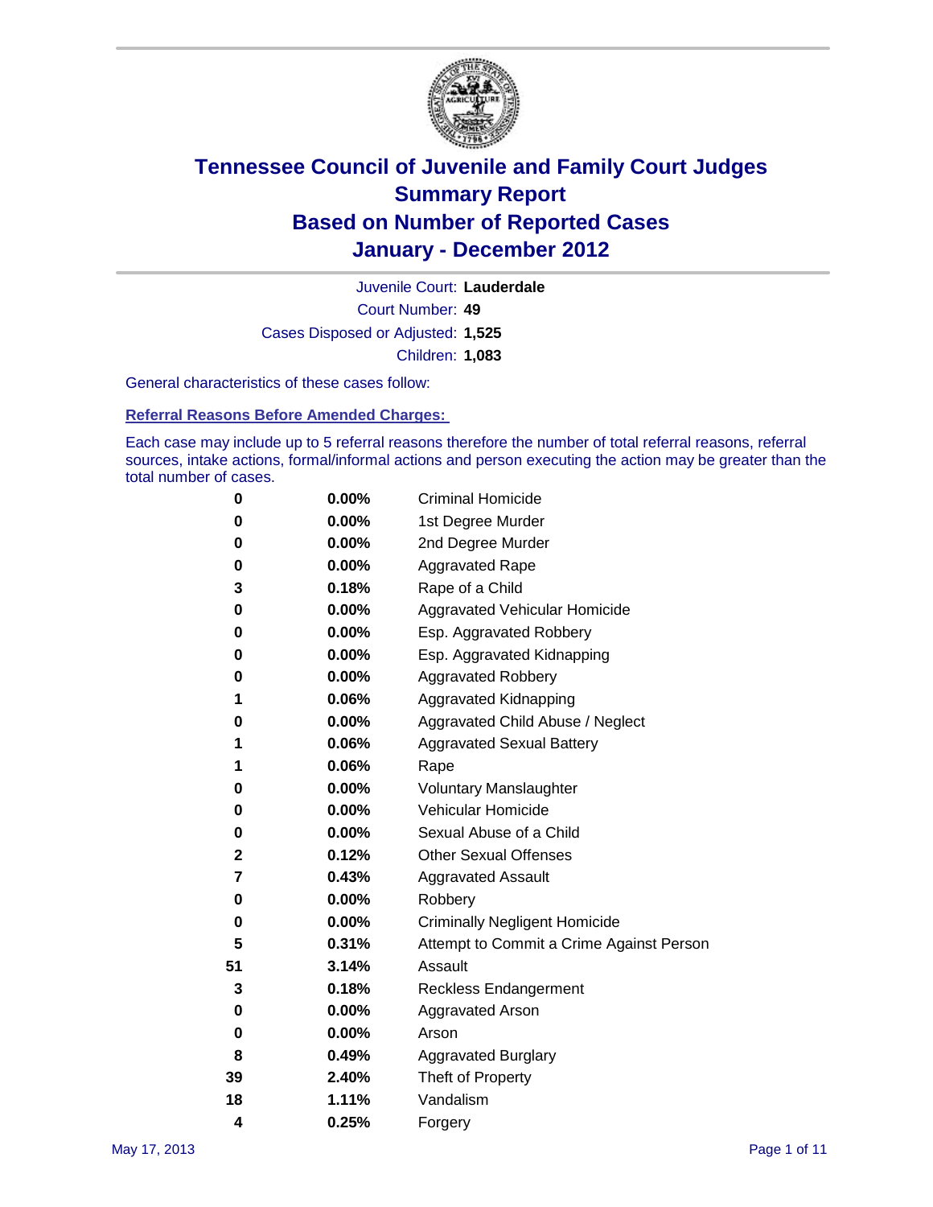# Tennessee Council of Juvenile and Family Court Judges
## Summary Report
## Based on Number of Reported Cases
## January - December 2012

Juvenile Court: **Lauderdale**
Court Number: **49**
Cases Disposed or Adjusted: **1,525**
Children: **1,083**

General characteristics of these cases follow:

### Referral Reasons Before Amended Charges:

Each case may include up to 5 referral reasons therefore the number of total referral reasons, referral sources, intake actions, formal/informal actions and person executing the action may be greater than the total number of cases.

| Count | Percent | Referral Reason |
|---|---|---|
| 0 | 0.00% | Criminal Homicide |
| 0 | 0.00% | 1st Degree Murder |
| 0 | 0.00% | 2nd Degree Murder |
| 0 | 0.00% | Aggravated Rape |
| 3 | 0.18% | Rape of a Child |
| 0 | 0.00% | Aggravated Vehicular Homicide |
| 0 | 0.00% | Esp. Aggravated Robbery |
| 0 | 0.00% | Esp. Aggravated Kidnapping |
| 0 | 0.00% | Aggravated Robbery |
| 1 | 0.06% | Aggravated Kidnapping |
| 0 | 0.00% | Aggravated Child Abuse / Neglect |
| 1 | 0.06% | Aggravated Sexual Battery |
| 1 | 0.06% | Rape |
| 0 | 0.00% | Voluntary Manslaughter |
| 0 | 0.00% | Vehicular Homicide |
| 0 | 0.00% | Sexual Abuse of a Child |
| 2 | 0.12% | Other Sexual Offenses |
| 7 | 0.43% | Aggravated Assault |
| 0 | 0.00% | Robbery |
| 0 | 0.00% | Criminally Negligent Homicide |
| 5 | 0.31% | Attempt to Commit a Crime Against Person |
| 51 | 3.14% | Assault |
| 3 | 0.18% | Reckless Endangerment |
| 0 | 0.00% | Aggravated Arson |
| 0 | 0.00% | Arson |
| 8 | 0.49% | Aggravated Burglary |
| 39 | 2.40% | Theft of Property |
| 18 | 1.11% | Vandalism |
| 4 | 0.25% | Forgery |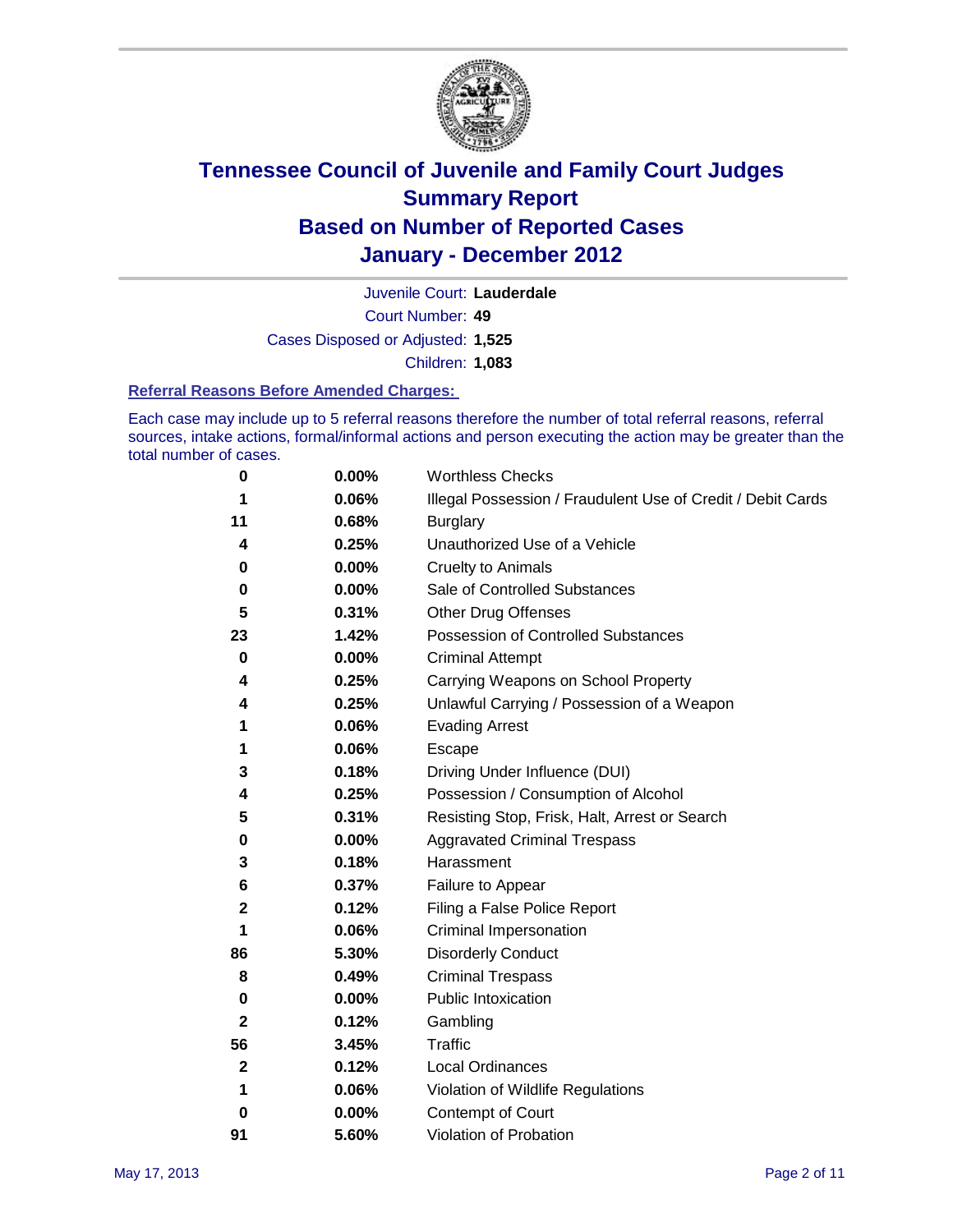# Tennessee Council of Juvenile and Family Court Judges
## Summary Report
## Based on Number of Reported Cases
## January - December 2012

Juvenile Court: **Lauderdale**

Court Number: **49**

Cases Disposed or Adjusted: **1,525**

Children: **1,083**

### Referral Reasons Before Amended Charges:

Each case may include up to 5 referral reasons therefore the number of total referral reasons, referral sources, intake actions, formal/informal actions and person executing the action may be greater than the total number of cases.

| Count | Percent | Referral Reason |
|---|---|---|
| 0 | 0.00% | Worthless Checks |
| 1 | 0.06% | Illegal Possession / Fraudulent Use of Credit / Debit Cards |
| 11 | 0.68% | Burglary |
| 4 | 0.25% | Unauthorized Use of a Vehicle |
| 0 | 0.00% | Cruelty to Animals |
| 0 | 0.00% | Sale of Controlled Substances |
| 5 | 0.31% | Other Drug Offenses |
| 23 | 1.42% | Possession of Controlled Substances |
| 0 | 0.00% | Criminal Attempt |
| 4 | 0.25% | Carrying Weapons on School Property |
| 4 | 0.25% | Unlawful Carrying / Possession of a Weapon |
| 1 | 0.06% | Evading Arrest |
| 1 | 0.06% | Escape |
| 3 | 0.18% | Driving Under Influence (DUI) |
| 4 | 0.25% | Possession / Consumption of Alcohol |
| 5 | 0.31% | Resisting Stop, Frisk, Halt, Arrest or Search |
| 0 | 0.00% | Aggravated Criminal Trespass |
| 3 | 0.18% | Harassment |
| 6 | 0.37% | Failure to Appear |
| 2 | 0.12% | Filing a False Police Report |
| 1 | 0.06% | Criminal Impersonation |
| 86 | 5.30% | Disorderly Conduct |
| 8 | 0.49% | Criminal Trespass |
| 0 | 0.00% | Public Intoxication |
| 2 | 0.12% | Gambling |
| 56 | 3.45% | Traffic |
| 2 | 0.12% | Local Ordinances |
| 1 | 0.06% | Violation of Wildlife Regulations |
| 0 | 0.00% | Contempt of Court |
| 91 | 5.60% | Violation of Probation |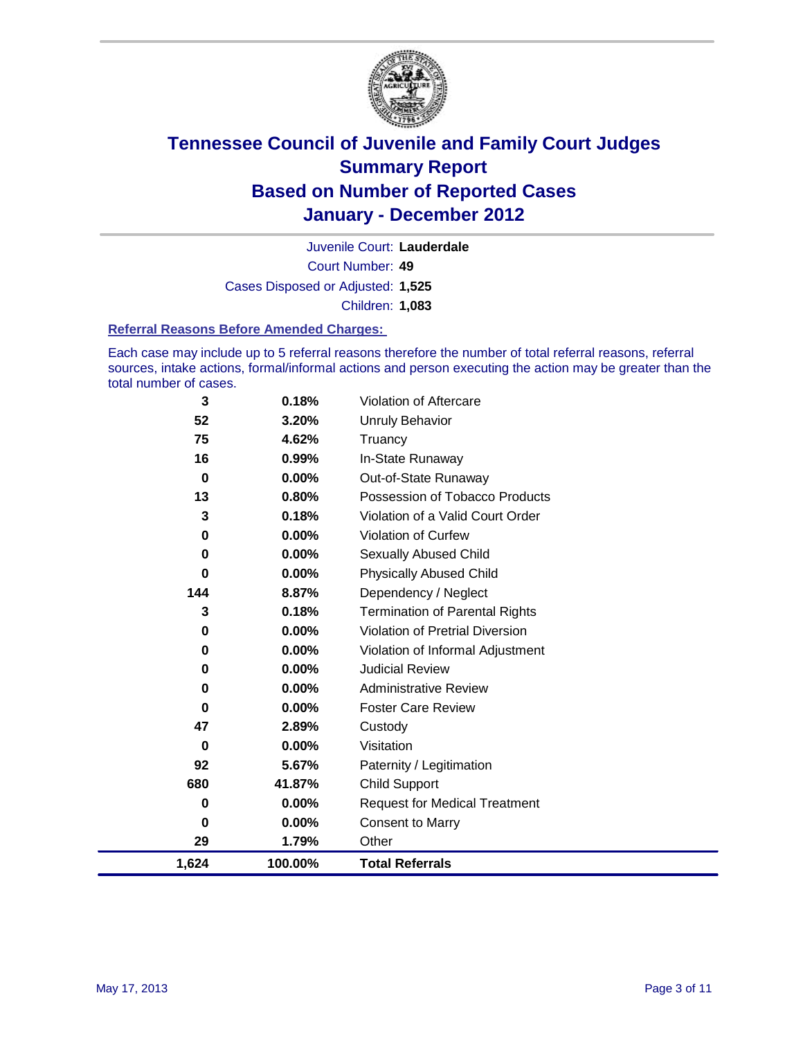# Tennessee Council of Juvenile and Family Court Judges
## Summary Report
## Based on Number of Reported Cases
## January - December 2012

Juvenile Court: **Lauderdale**

Court Number: **49**

Cases Disposed or Adjusted: **1,525**

Children: **1,083**

### Referral Reasons Before Amended Charges:

Each case may include up to 5 referral reasons therefore the number of total referral reasons, referral sources, intake actions, formal/informal actions and person executing the action may be greater than the total number of cases.

| Count | Percent | Referral Reason |
|---|---|---|
| 3 | 0.18% | Violation of Aftercare |
| 52 | 3.20% | Unruly Behavior |
| 75 | 4.62% | Truancy |
| 16 | 0.99% | In-State Runaway |
| 0 | 0.00% | Out-of-State Runaway |
| 13 | 0.80% | Possession of Tobacco Products |
| 3 | 0.18% | Violation of a Valid Court Order |
| 0 | 0.00% | Violation of Curfew |
| 0 | 0.00% | Sexually Abused Child |
| 0 | 0.00% | Physically Abused Child |
| 144 | 8.87% | Dependency / Neglect |
| 3 | 0.18% | Termination of Parental Rights |
| 0 | 0.00% | Violation of Pretrial Diversion |
| 0 | 0.00% | Violation of Informal Adjustment |
| 0 | 0.00% | Judicial Review |
| 0 | 0.00% | Administrative Review |
| 0 | 0.00% | Foster Care Review |
| 47 | 2.89% | Custody |
| 0 | 0.00% | Visitation |
| 92 | 5.67% | Paternity / Legitimation |
| 680 | 41.87% | Child Support |
| 0 | 0.00% | Request for Medical Treatment |
| 0 | 0.00% | Consent to Marry |
| 29 | 1.79% | Other |
| **1,624** | **100.00%** | **Total Referrals** |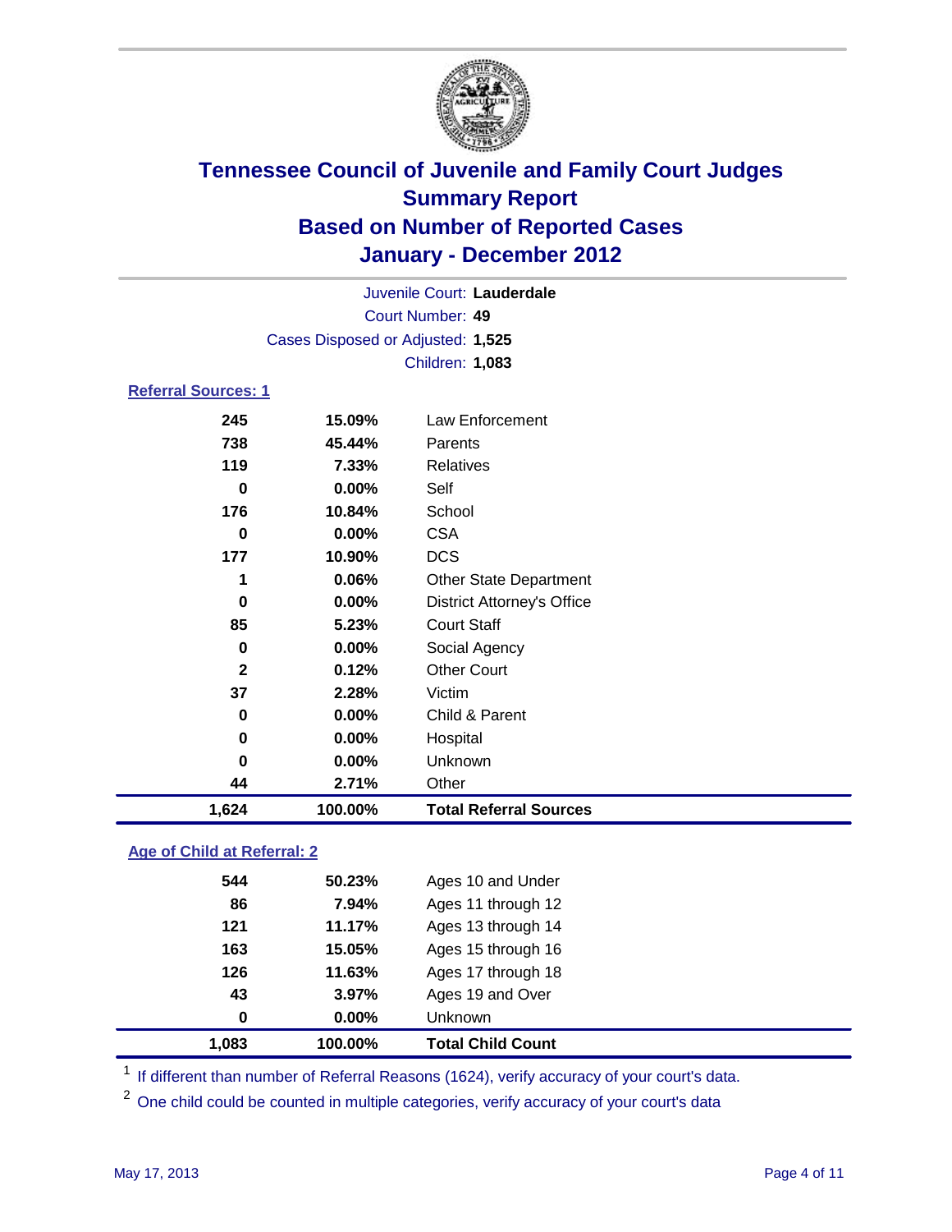# Tennessee Council of Juvenile and Family Court Judges
## Summary Report
## Based on Number of Reported Cases
## January - December 2012

Juvenile Court: **Lauderdale**
Court Number: **49**
Cases Disposed or Adjusted: **1,525**
Children: **1,083**

### Referral Sources: 1

| Count | Percent | Source |
|---|---|---|
| 245 | 15.09% | Law Enforcement |
| 738 | 45.44% | Parents |
| 119 | 7.33% | Relatives |
| 0 | 0.00% | Self |
| 176 | 10.84% | School |
| 0 | 0.00% | CSA |
| 177 | 10.90% | DCS |
| 1 | 0.06% | Other State Department |
| 0 | 0.00% | District Attorney's Office |
| 85 | 5.23% | Court Staff |
| 0 | 0.00% | Social Agency |
| 2 | 0.12% | Other Court |
| 37 | 2.28% | Victim |
| 0 | 0.00% | Child & Parent |
| 0 | 0.00% | Hospital |
| 0 | 0.00% | Unknown |
| 44 | 2.71% | Other |
| **1,624** | **100.00%** | **Total Referral Sources** |

### Age of Child at Referral: 2

| Count | Percent | Age |
|---|---|---|
| 544 | 50.23% | Ages 10 and Under |
| 86 | 7.94% | Ages 11 through 12 |
| 121 | 11.17% | Ages 13 through 14 |
| 163 | 15.05% | Ages 15 through 16 |
| 126 | 11.63% | Ages 17 through 18 |
| 43 | 3.97% | Ages 19 and Over |
| 0 | 0.00% | Unknown |
| **1,083** | **100.00%** | **Total Child Count** |

[1] If different than number of Referral Reasons (1624), verify accuracy of your court's data.

[2] One child could be counted in multiple categories, verify accuracy of your court's data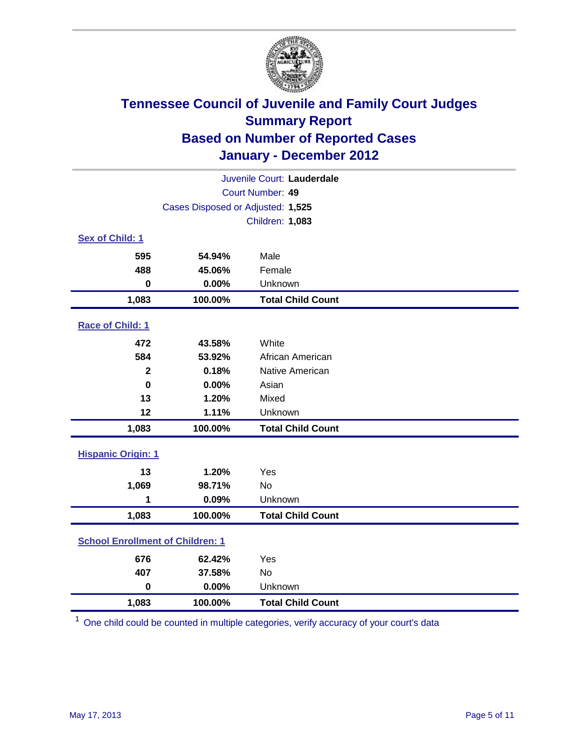# Tennessee Council of Juvenile and Family Court Judges
## Summary Report
## Based on Number of Reported Cases
## January - December 2012

Juvenile Court: **Lauderdale**
Court Number: **49**
Cases Disposed or Adjusted: **1,525**
Children: **1,083**

### Sex of Child: 1

| Count | Percent | Category |
|---|---|---|
| 595 | 54.94% | Male |
| 488 | 45.06% | Female |
| 0 | 0.00% | Unknown |
| **1,083** | **100.00%** | **Total Child Count** |

### Race of Child: 1

| Count | Percent | Category |
|---|---|---|
| 472 | 43.58% | White |
| 584 | 53.92% | African American |
| 2 | 0.18% | Native American |
| 0 | 0.00% | Asian |
| 13 | 1.20% | Mixed |
| 12 | 1.11% | Unknown |
| **1,083** | **100.00%** | **Total Child Count** |

### Hispanic Origin: 1

| Count | Percent | Category |
|---|---|---|
| 13 | 1.20% | Yes |
| 1,069 | 98.71% | No |
| 1 | 0.09% | Unknown |
| **1,083** | **100.00%** | **Total Child Count** |

### School Enrollment of Children: 1

| Count | Percent | Category |
|---|---|---|
| 676 | 62.42% | Yes |
| 407 | 37.58% | No |
| 0 | 0.00% | Unknown |
| **1,083** | **100.00%** | **Total Child Count** |

[1] One child could be counted in multiple categories, verify accuracy of your court's data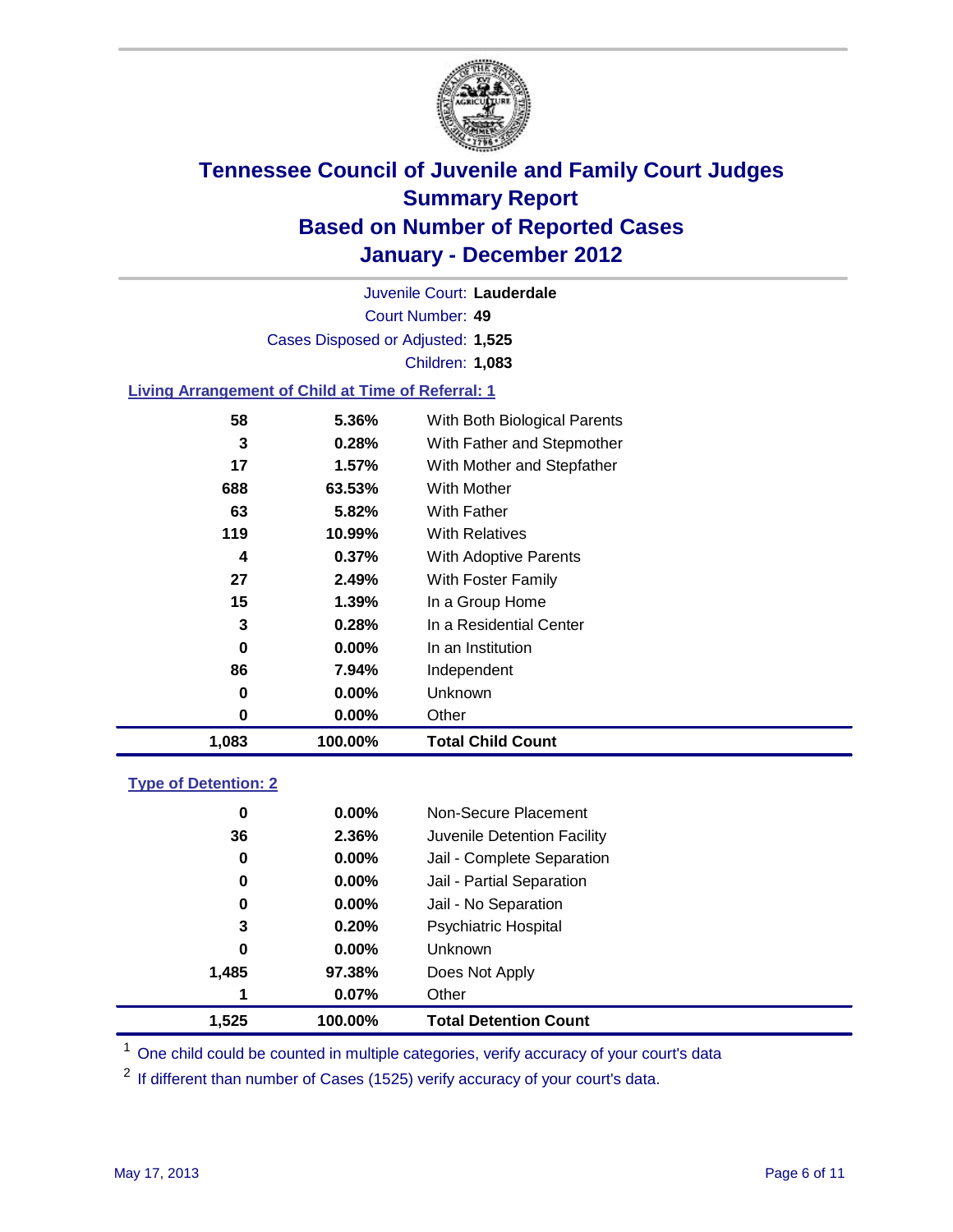# Tennessee Council of Juvenile and Family Court Judges
## Summary Report
## Based on Number of Reported Cases
## January - December 2012

Juvenile Court: **Lauderdale**

Court Number: **49**

Cases Disposed or Adjusted: **1,525**

Children: **1,083**

### Living Arrangement of Child at Time of Referral: 1

| | | |
|---|---|---|
| 58 | 5.36% | With Both Biological Parents |
| 3 | 0.28% | With Father and Stepmother |
| 17 | 1.57% | With Mother and Stepfather |
| 688 | 63.53% | With Mother |
| 63 | 5.82% | With Father |
| 119 | 10.99% | With Relatives |
| 4 | 0.37% | With Adoptive Parents |
| 27 | 2.49% | With Foster Family |
| 15 | 1.39% | In a Group Home |
| 3 | 0.28% | In a Residential Center |
| 0 | 0.00% | In an Institution |
| 86 | 7.94% | Independent |
| 0 | 0.00% | Unknown |
| 0 | 0.00% | Other |
| **1,083** | **100.00%** | **Total Child Count** |

### Type of Detention: 2

| | | |
|---|---|---|
| 0 | 0.00% | Non-Secure Placement |
| 36 | 2.36% | Juvenile Detention Facility |
| 0 | 0.00% | Jail - Complete Separation |
| 0 | 0.00% | Jail - Partial Separation |
| 0 | 0.00% | Jail - No Separation |
| 3 | 0.20% | Psychiatric Hospital |
| 0 | 0.00% | Unknown |
| 1,485 | 97.38% | Does Not Apply |
| 1 | 0.07% | Other |
| **1,525** | **100.00%** | **Total Detention Count** |

[1] One child could be counted in multiple categories, verify accuracy of your court's data

[2] If different than number of Cases (1525) verify accuracy of your court's data.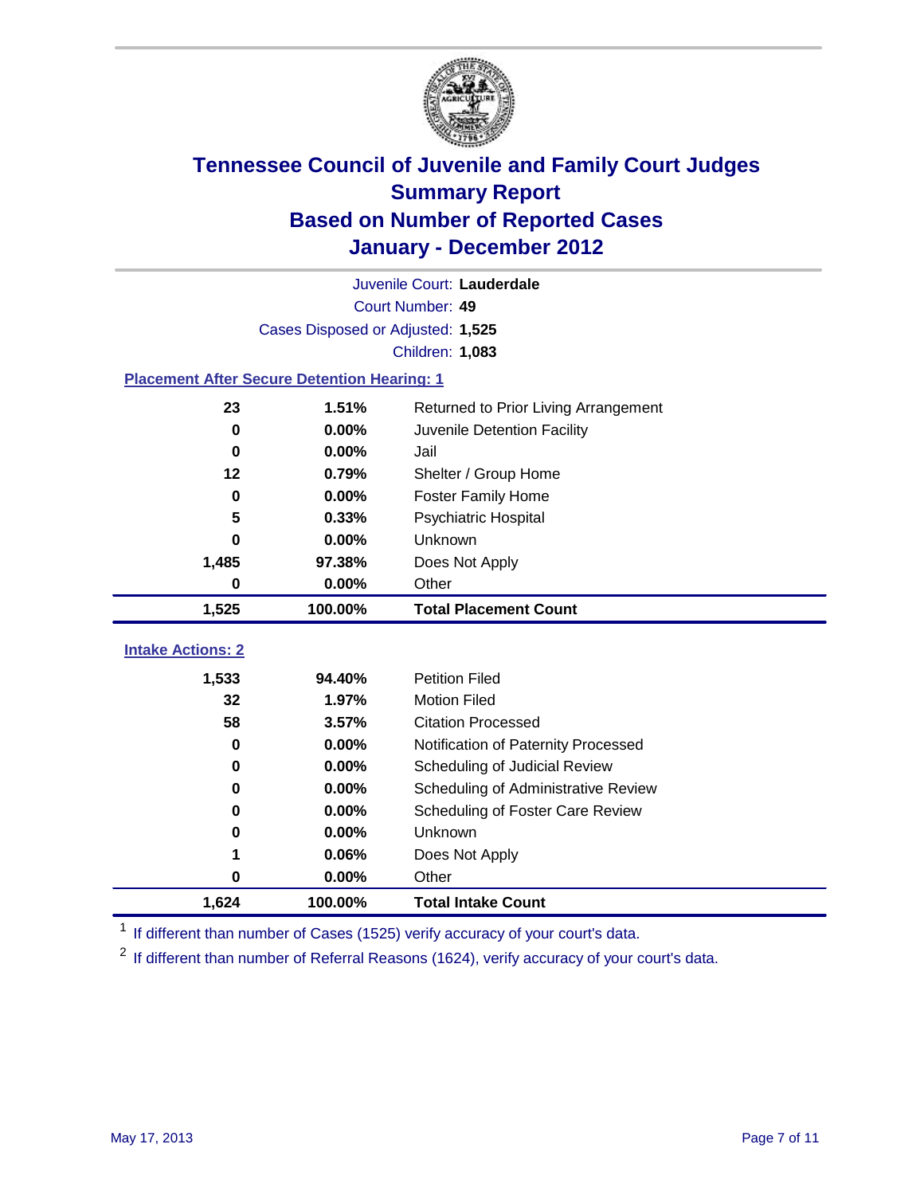# Tennessee Council of Juvenile and Family Court Judges
## Summary Report
## Based on Number of Reported Cases
## January - December 2012

Juvenile Court: **Lauderdale**

Court Number: **49**

Cases Disposed or Adjusted: **1,525**

Children: **1,083**

### Placement After Secure Detention Hearing: 1

| Count | Percent | Placement |
|---|---|---|
| 23 | 1.51% | Returned to Prior Living Arrangement |
| 0 | 0.00% | Juvenile Detention Facility |
| 0 | 0.00% | Jail |
| 12 | 0.79% | Shelter / Group Home |
| 0 | 0.00% | Foster Family Home |
| 5 | 0.33% | Psychiatric Hospital |
| 0 | 0.00% | Unknown |
| 1,485 | 97.38% | Does Not Apply |
| 0 | 0.00% | Other |
| **1,525** | **100.00%** | **Total Placement Count** |

### Intake Actions: 2

| Count | Percent | Intake Action |
|---|---|---|
| 1,533 | 94.40% | Petition Filed |
| 32 | 1.97% | Motion Filed |
| 58 | 3.57% | Citation Processed |
| 0 | 0.00% | Notification of Paternity Processed |
| 0 | 0.00% | Scheduling of Judicial Review |
| 0 | 0.00% | Scheduling of Administrative Review |
| 0 | 0.00% | Scheduling of Foster Care Review |
| 0 | 0.00% | Unknown |
| 1 | 0.06% | Does Not Apply |
| 0 | 0.00% | Other |
| **1,624** | **100.00%** | **Total Intake Count** |

[1] If different than number of Cases (1525) verify accuracy of your court's data.

[2] If different than number of Referral Reasons (1624), verify accuracy of your court's data.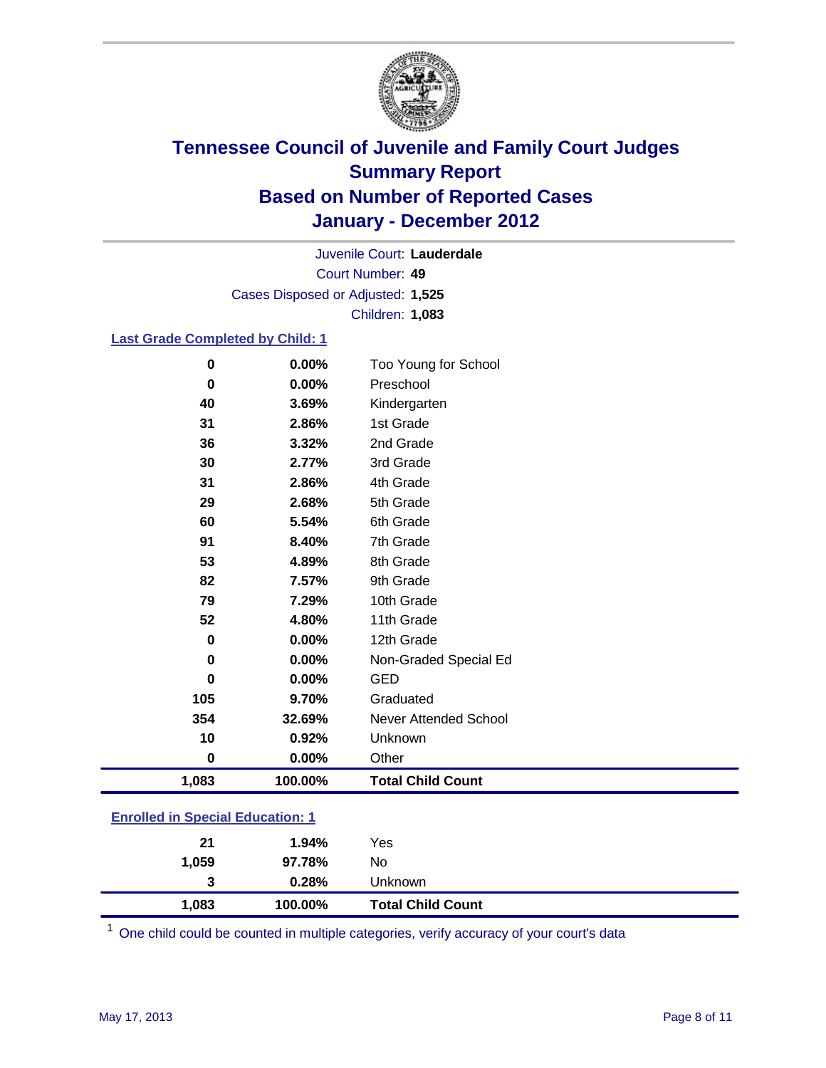# Tennessee Council of Juvenile and Family Court Judges
## Summary Report
## Based on Number of Reported Cases
## January - December 2012

Juvenile Court: **Lauderdale**

Court Number: **49**

Cases Disposed or Adjusted: **1,525**

Children: **1,083**

### Last Grade Completed by Child: 1

| Count | Percent | Category |
|---|---|---|
| 0 | 0.00% | Too Young for School |
| 0 | 0.00% | Preschool |
| 40 | 3.69% | Kindergarten |
| 31 | 2.86% | 1st Grade |
| 36 | 3.32% | 2nd Grade |
| 30 | 2.77% | 3rd Grade |
| 31 | 2.86% | 4th Grade |
| 29 | 2.68% | 5th Grade |
| 60 | 5.54% | 6th Grade |
| 91 | 8.40% | 7th Grade |
| 53 | 4.89% | 8th Grade |
| 82 | 7.57% | 9th Grade |
| 79 | 7.29% | 10th Grade |
| 52 | 4.80% | 11th Grade |
| 0 | 0.00% | 12th Grade |
| 0 | 0.00% | Non-Graded Special Ed |
| 0 | 0.00% | GED |
| 105 | 9.70% | Graduated |
| 354 | 32.69% | Never Attended School |
| 10 | 0.92% | Unknown |
| 0 | 0.00% | Other |
| **1,083** | **100.00%** | **Total Child Count** |

### Enrolled in Special Education: 1

| Count | Percent | Category |
|---|---|---|
| 21 | 1.94% | Yes |
| 1,059 | 97.78% | No |
| 3 | 0.28% | Unknown |
| **1,083** | **100.00%** | **Total Child Count** |

[1] One child could be counted in multiple categories, verify accuracy of your court's data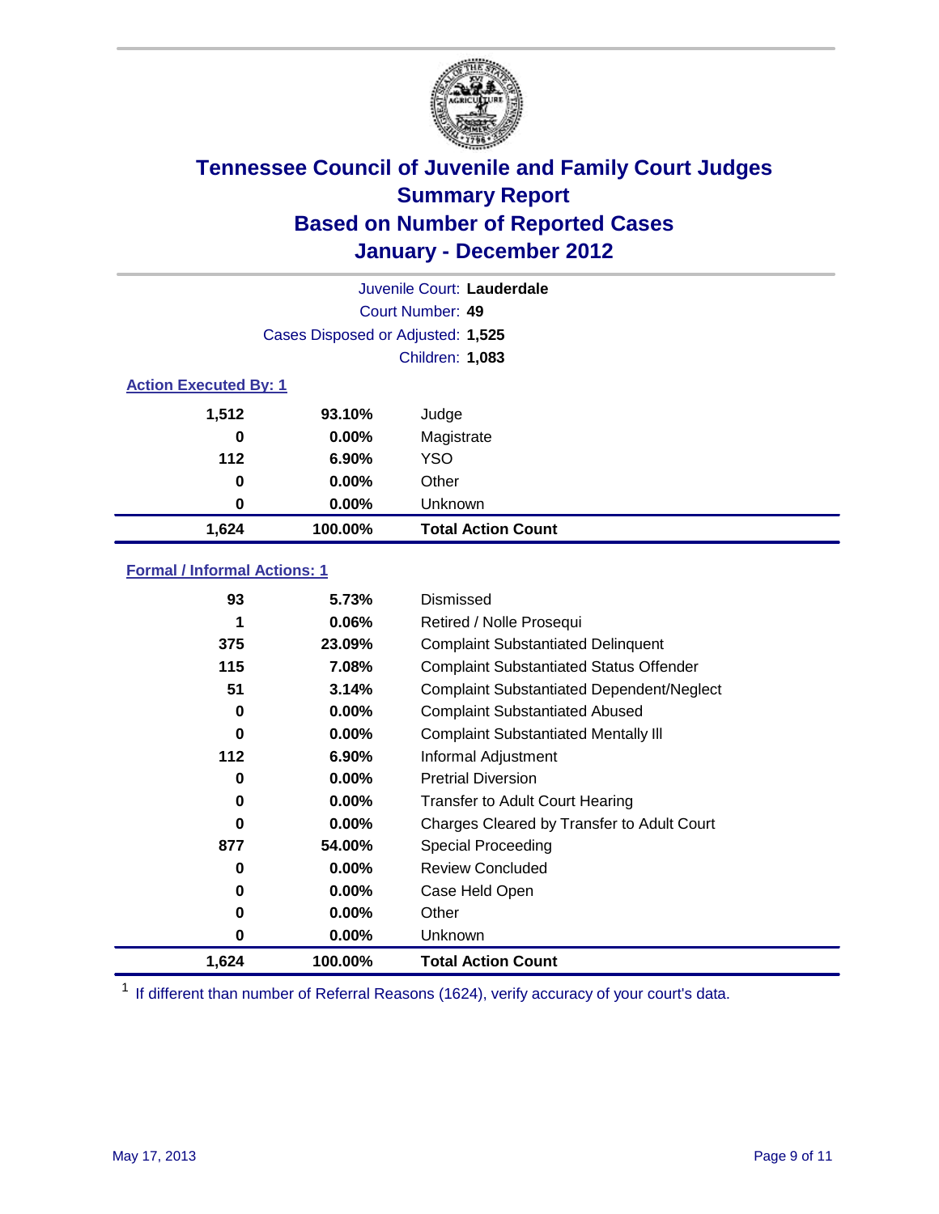# Tennessee Council of Juvenile and Family Court Judges
## Summary Report
## Based on Number of Reported Cases
## January - December 2012

Juvenile Court: **Lauderdale**

Court Number: **49**

Cases Disposed or Adjusted: **1,525**

Children: **1,083**

### Action Executed By: 1

| | | |
|---|---|---|
| 1,512 | 93.10% | Judge |
| 0 | 0.00% | Magistrate |
| 112 | 6.90% | YSO |
| 0 | 0.00% | Other |
| 0 | 0.00% | Unknown |
| **1,624** | **100.00%** | **Total Action Count** |

### Formal / Informal Actions: 1

| | | |
|---|---|---|
| 93 | 5.73% | Dismissed |
| 1 | 0.06% | Retired / Nolle Prosequi |
| 375 | 23.09% | Complaint Substantiated Delinquent |
| 115 | 7.08% | Complaint Substantiated Status Offender |
| 51 | 3.14% | Complaint Substantiated Dependent/Neglect |
| 0 | 0.00% | Complaint Substantiated Abused |
| 0 | 0.00% | Complaint Substantiated Mentally Ill |
| 112 | 6.90% | Informal Adjustment |
| 0 | 0.00% | Pretrial Diversion |
| 0 | 0.00% | Transfer to Adult Court Hearing |
| 0 | 0.00% | Charges Cleared by Transfer to Adult Court |
| 877 | 54.00% | Special Proceeding |
| 0 | 0.00% | Review Concluded |
| 0 | 0.00% | Case Held Open |
| 0 | 0.00% | Other |
| 0 | 0.00% | Unknown |
| **1,624** | **100.00%** | **Total Action Count** |

[1] If different than number of Referral Reasons (1624), verify accuracy of your court's data.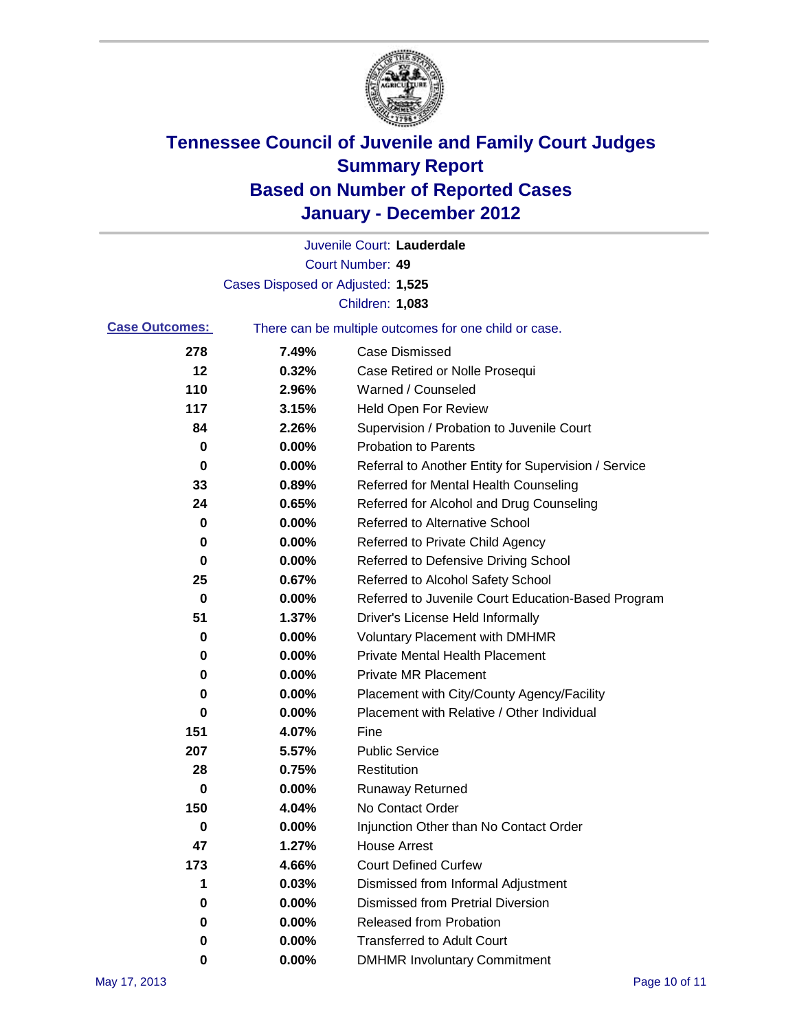# Tennessee Council of Juvenile and Family Court Judges
# Summary Report
# Based on Number of Reported Cases
# January - December 2012

Juvenile Court: **Lauderdale**
Court Number: **49**
Cases Disposed or Adjusted: **1,525**
Children: **1,083**

**Case Outcomes:** There can be multiple outcomes for one child or case.

| | | |
|---|---|---|
| 278 | 7.49% | Case Dismissed |
| 12 | 0.32% | Case Retired or Nolle Prosequi |
| 110 | 2.96% | Warned / Counseled |
| 117 | 3.15% | Held Open For Review |
| 84 | 2.26% | Supervision / Probation to Juvenile Court |
| 0 | 0.00% | Probation to Parents |
| 0 | 0.00% | Referral to Another Entity for Supervision / Service |
| 33 | 0.89% | Referred for Mental Health Counseling |
| 24 | 0.65% | Referred for Alcohol and Drug Counseling |
| 0 | 0.00% | Referred to Alternative School |
| 0 | 0.00% | Referred to Private Child Agency |
| 0 | 0.00% | Referred to Defensive Driving School |
| 25 | 0.67% | Referred to Alcohol Safety School |
| 0 | 0.00% | Referred to Juvenile Court Education-Based Program |
| 51 | 1.37% | Driver's License Held Informally |
| 0 | 0.00% | Voluntary Placement with DMHMR |
| 0 | 0.00% | Private Mental Health Placement |
| 0 | 0.00% | Private MR Placement |
| 0 | 0.00% | Placement with City/County Agency/Facility |
| 0 | 0.00% | Placement with Relative / Other Individual |
| 151 | 4.07% | Fine |
| 207 | 5.57% | Public Service |
| 28 | 0.75% | Restitution |
| 0 | 0.00% | Runaway Returned |
| 150 | 4.04% | No Contact Order |
| 0 | 0.00% | Injunction Other than No Contact Order |
| 47 | 1.27% | House Arrest |
| 173 | 4.66% | Court Defined Curfew |
| 1 | 0.03% | Dismissed from Informal Adjustment |
| 0 | 0.00% | Dismissed from Pretrial Diversion |
| 0 | 0.00% | Released from Probation |
| 0 | 0.00% | Transferred to Adult Court |
| 0 | 0.00% | DMHMR Involuntary Commitment |

May 17, 2013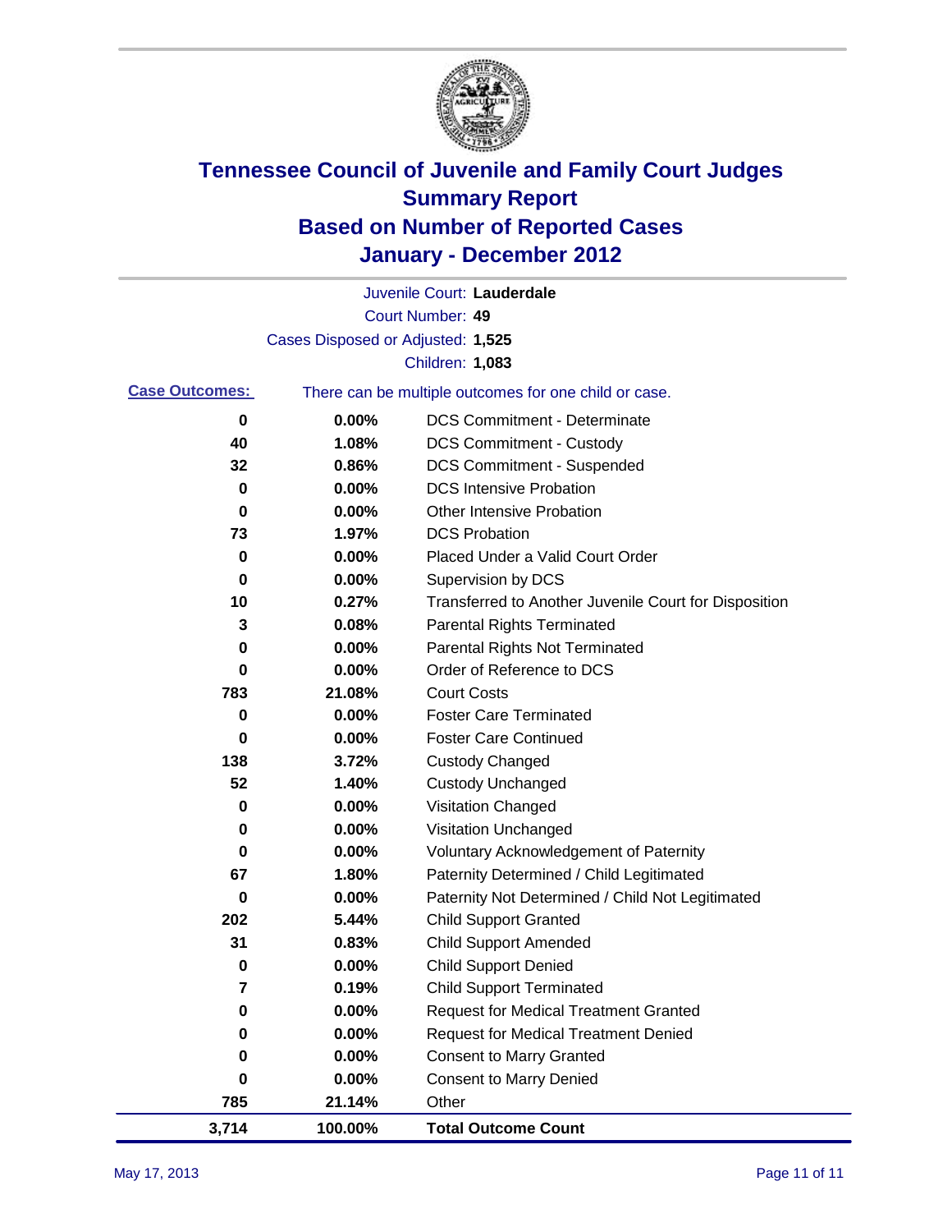# Tennessee Council of Juvenile and Family Court Judges
## Summary Report
## Based on Number of Reported Cases
## January - December 2012

Juvenile Court: **Lauderdale**

Court Number: **49**

Cases Disposed or Adjusted: **1,525**

Children: **1,083**

**Case Outcomes:** There can be multiple outcomes for one child or case.

| | | |
|---|---|---|
| 0 | 0.00% | DCS Commitment - Determinate |
| 40 | 1.08% | DCS Commitment - Custody |
| 32 | 0.86% | DCS Commitment - Suspended |
| 0 | 0.00% | DCS Intensive Probation |
| 0 | 0.00% | Other Intensive Probation |
| 73 | 1.97% | DCS Probation |
| 0 | 0.00% | Placed Under a Valid Court Order |
| 0 | 0.00% | Supervision by DCS |
| 10 | 0.27% | Transferred to Another Juvenile Court for Disposition |
| 3 | 0.08% | Parental Rights Terminated |
| 0 | 0.00% | Parental Rights Not Terminated |
| 0 | 0.00% | Order of Reference to DCS |
| 783 | 21.08% | Court Costs |
| 0 | 0.00% | Foster Care Terminated |
| 0 | 0.00% | Foster Care Continued |
| 138 | 3.72% | Custody Changed |
| 52 | 1.40% | Custody Unchanged |
| 0 | 0.00% | Visitation Changed |
| 0 | 0.00% | Visitation Unchanged |
| 0 | 0.00% | Voluntary Acknowledgement of Paternity |
| 67 | 1.80% | Paternity Determined / Child Legitimated |
| 0 | 0.00% | Paternity Not Determined / Child Not Legitimated |
| 202 | 5.44% | Child Support Granted |
| 31 | 0.83% | Child Support Amended |
| 0 | 0.00% | Child Support Denied |
| 7 | 0.19% | Child Support Terminated |
| 0 | 0.00% | Request for Medical Treatment Granted |
| 0 | 0.00% | Request for Medical Treatment Denied |
| 0 | 0.00% | Consent to Marry Granted |
| 0 | 0.00% | Consent to Marry Denied |
| 785 | 21.14% | Other |
| **3,714** | **100.00%** | **Total Outcome Count** |